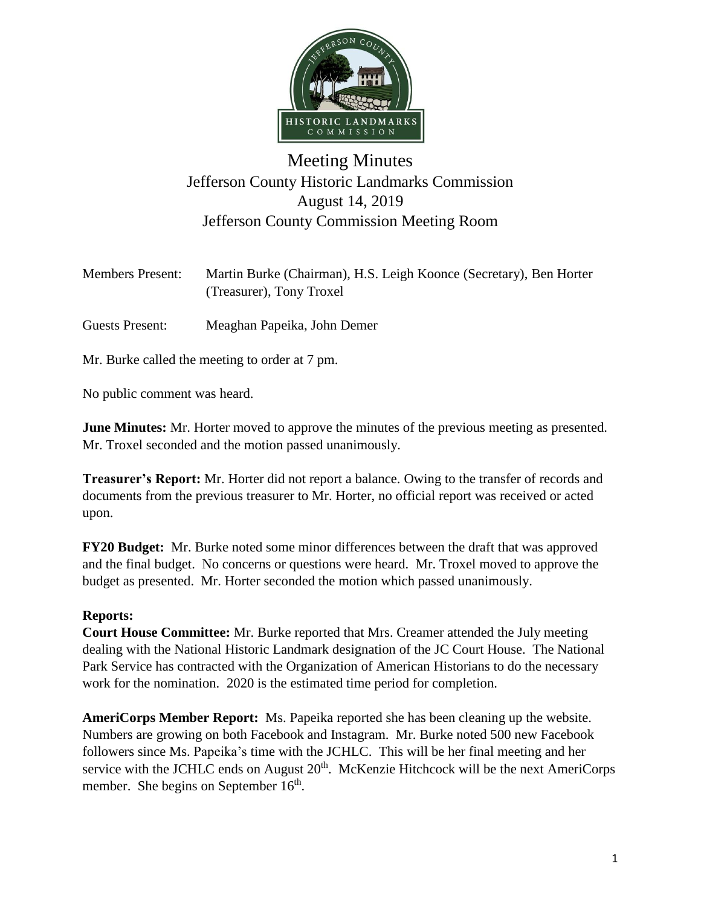# Meeting Minutes
## Jefferson County Historic Landmarks Commission
## August 14, 2019
## Jefferson County Commission Meeting Room

Members Present: Martin Burke (Chairman), H.S. Leigh Koonce (Secretary), Ben Horter (Treasurer), Tony Troxel

Guests Present: Meaghan Papeika, John Demer

Mr. Burke called the meeting to order at 7 pm.

No public comment was heard.

**June Minutes:** Mr. Horter moved to approve the minutes of the previous meeting as presented. Mr. Troxel seconded and the motion passed unanimously.

**Treasurer's Report:** Mr. Horter did not report a balance. Owing to the transfer of records and documents from the previous treasurer to Mr. Horter, no official report was received or acted upon.

**FY20 Budget:** Mr. Burke noted some minor differences between the draft that was approved and the final budget. No concerns or questions were heard. Mr. Troxel moved to approve the budget as presented. Mr. Horter seconded the motion which passed unanimously.

**Reports:**

**Court House Committee:** Mr. Burke reported that Mrs. Creamer attended the July meeting dealing with the National Historic Landmark designation of the JC Court House. The National Park Service has contracted with the Organization of American Historians to do the necessary work for the nomination. 2020 is the estimated time period for completion.

**AmeriCorps Member Report:** Ms. Papeika reported she has been cleaning up the website. Numbers are growing on both Facebook and Instagram. Mr. Burke noted 500 new Facebook followers since Ms. Papeika's time with the JCHLC. This will be her final meeting and her service with the JCHLC ends on August 20th. McKenzie Hitchcock will be the next AmeriCorps member. She begins on September 16th.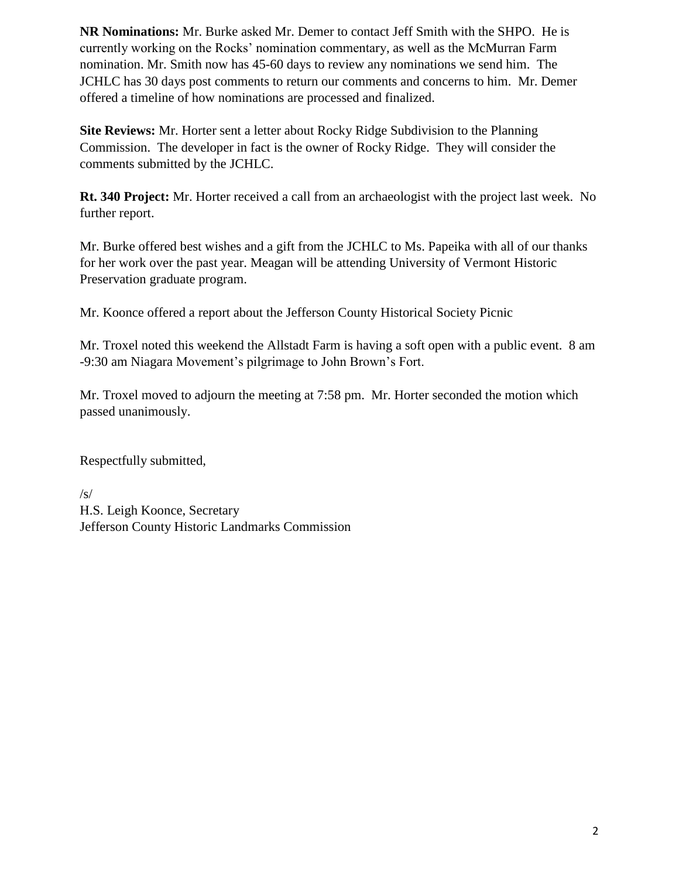**NR Nominations:** Mr. Burke asked Mr. Demer to contact Jeff Smith with the SHPO. He is currently working on the Rocks' nomination commentary, as well as the McMurran Farm nomination. Mr. Smith now has 45-60 days to review any nominations we send him. The JCHLC has 30 days post comments to return our comments and concerns to him. Mr. Demer offered a timeline of how nominations are processed and finalized.

**Site Reviews:** Mr. Horter sent a letter about Rocky Ridge Subdivision to the Planning Commission. The developer in fact is the owner of Rocky Ridge. They will consider the comments submitted by the JCHLC.

**Rt. 340 Project:** Mr. Horter received a call from an archaeologist with the project last week. No further report.

Mr. Burke offered best wishes and a gift from the JCHLC to Ms. Papeika with all of our thanks for her work over the past year. Meagan will be attending University of Vermont Historic Preservation graduate program.

Mr. Koonce offered a report about the Jefferson County Historical Society Picnic

Mr. Troxel noted this weekend the Allstadt Farm is having a soft open with a public event. 8 am -9:30 am Niagara Movement's pilgrimage to John Brown's Fort.

Mr. Troxel moved to adjourn the meeting at 7:58 pm. Mr. Horter seconded the motion which passed unanimously.

Respectfully submitted,

/s/
H.S. Leigh Koonce, Secretary
Jefferson County Historic Landmarks Commission